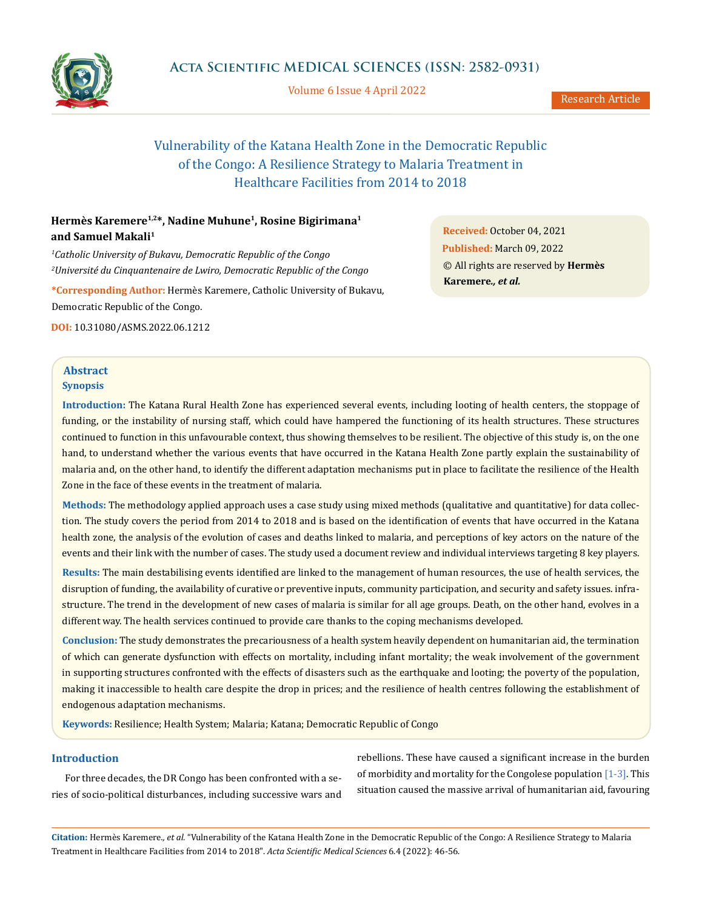# Vulnerability of the Katana Health Zone in the Democratic Republic of the Congo: A Resilience Strategy to Malaria Treatment in Healthcare Facilities from 2014 to 2018

**Hermès Karemere[1,2]*, Nadine Muhune[1], Rosine Bigirimana[1] and Samuel Makali[1]**

[1]*Catholic University of Bukavu, Democratic Republic of the Congo*
[2]*Université du Cinquantenaire de Lwiro, Democratic Republic of the Congo*

**\*Corresponding Author:** Hermès Karemere, Catholic University of Bukavu, Democratic Republic of the Congo.

**DOI:** 10.31080/ASMS.2022.06.1212

**Received:** October 04, 2021
**Published:** March 09, 2022
© All rights are reserved by **Hermès Karemere*., et al.***

## Abstract

### Synopsis

**Introduction:** The Katana Rural Health Zone has experienced several events, including looting of health centers, the stoppage of funding, or the instability of nursing staff, which could have hampered the functioning of its health structures. These structures continued to function in this unfavourable context, thus showing themselves to be resilient. The objective of this study is, on the one hand, to understand whether the various events that have occurred in the Katana Health Zone partly explain the sustainability of malaria and, on the other hand, to identify the different adaptation mechanisms put in place to facilitate the resilience of the Health Zone in the face of these events in the treatment of malaria.

**Methods:** The methodology applied approach uses a case study using mixed methods (qualitative and quantitative) for data collection. The study covers the period from 2014 to 2018 and is based on the identification of events that have occurred in the Katana health zone, the analysis of the evolution of cases and deaths linked to malaria, and perceptions of key actors on the nature of the events and their link with the number of cases. The study used a document review and individual interviews targeting 8 key players.

**Results:** The main destabilising events identified are linked to the management of human resources, the use of health services, the disruption of funding, the availability of curative or preventive inputs, community participation, and security and safety issues. infrastructure. The trend in the development of new cases of malaria is similar for all age groups. Death, on the other hand, evolves in a different way. The health services continued to provide care thanks to the coping mechanisms developed.

**Conclusion:** The study demonstrates the precariousness of a health system heavily dependent on humanitarian aid, the termination of which can generate dysfunction with effects on mortality, including infant mortality; the weak involvement of the government in supporting structures confronted with the effects of disasters such as the earthquake and looting; the poverty of the population, making it inaccessible to health care despite the drop in prices; and the resilience of health centres following the establishment of endogenous adaptation mechanisms.

**Keywords:** Resilience; Health System; Malaria; Katana; Democratic Republic of Congo

## Introduction

For three decades, the DR Congo has been confronted with a series of socio-political disturbances, including successive wars and rebellions. These have caused a significant increase in the burden of morbidity and mortality for the Congolese population [1-3]. This situation caused the massive arrival of humanitarian aid, favouring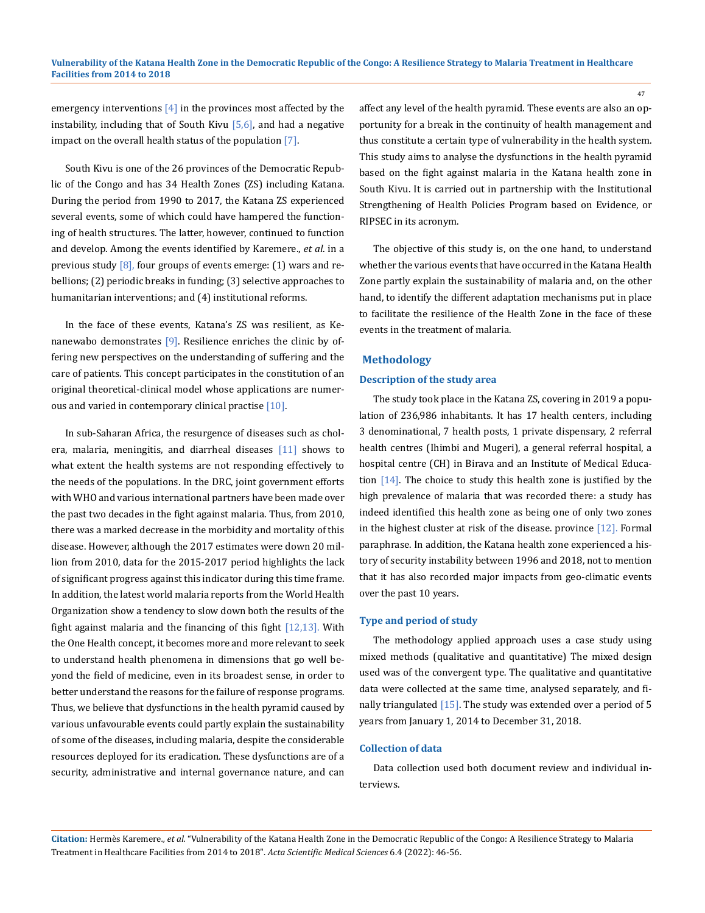emergency interventions [4] in the provinces most affected by the instability, including that of South Kivu [5,6], and had a negative impact on the overall health status of the population [7].

South Kivu is one of the 26 provinces of the Democratic Republic of the Congo and has 34 Health Zones (ZS) including Katana. During the period from 1990 to 2017, the Katana ZS experienced several events, some of which could have hampered the functioning of health structures. The latter, however, continued to function and develop. Among the events identified by Karemere., *et al*. in a previous study [8], four groups of events emerge: (1) wars and rebellions; (2) periodic breaks in funding; (3) selective approaches to humanitarian interventions; and (4) institutional reforms.

In the face of these events, Katana's ZS was resilient, as Kenanewabo demonstrates [9]. Resilience enriches the clinic by offering new perspectives on the understanding of suffering and the care of patients. This concept participates in the constitution of an original theoretical-clinical model whose applications are numerous and varied in contemporary clinical practise [10].

In sub-Saharan Africa, the resurgence of diseases such as cholera, malaria, meningitis, and diarrheal diseases [11] shows to what extent the health systems are not responding effectively to the needs of the populations. In the DRC, joint government efforts with WHO and various international partners have been made over the past two decades in the fight against malaria. Thus, from 2010, there was a marked decrease in the morbidity and mortality of this disease. However, although the 2017 estimates were down 20 million from 2010, data for the 2015-2017 period highlights the lack of significant progress against this indicator during this time frame. In addition, the latest world malaria reports from the World Health Organization show a tendency to slow down both the results of the fight against malaria and the financing of this fight [12,13]. With the One Health concept, it becomes more and more relevant to seek to understand health phenomena in dimensions that go well beyond the field of medicine, even in its broadest sense, in order to better understand the reasons for the failure of response programs. Thus, we believe that dysfunctions in the health pyramid caused by various unfavourable events could partly explain the sustainability of some of the diseases, including malaria, despite the considerable resources deployed for its eradication. These dysfunctions are of a security, administrative and internal governance nature, and can affect any level of the health pyramid. These events are also an opportunity for a break in the continuity of health management and thus constitute a certain type of vulnerability in the health system. This study aims to analyse the dysfunctions in the health pyramid based on the fight against malaria in the Katana health zone in South Kivu. It is carried out in partnership with the Institutional Strengthening of Health Policies Program based on Evidence, or RIPSEC in its acronym.

The objective of this study is, on the one hand, to understand whether the various events that have occurred in the Katana Health Zone partly explain the sustainability of malaria and, on the other hand, to identify the different adaptation mechanisms put in place to facilitate the resilience of the Health Zone in the face of these events in the treatment of malaria.

## Methodology

### Description of the study area

The study took place in the Katana ZS, covering in 2019 a population of 236,986 inhabitants. It has 17 health centers, including 3 denominational, 7 health posts, 1 private dispensary, 2 referral health centres (Ihimbi and Mugeri), a general referral hospital, a hospital centre (CH) in Birava and an Institute of Medical Education [14]. The choice to study this health zone is justified by the high prevalence of malaria that was recorded there: a study has indeed identified this health zone as being one of only two zones in the highest cluster at risk of the disease. province [12]. Formal paraphrase. In addition, the Katana health zone experienced a history of security instability between 1996 and 2018, not to mention that it has also recorded major impacts from geo-climatic events over the past 10 years.

### Type and period of study

The methodology applied approach uses a case study using mixed methods (qualitative and quantitative) The mixed design used was of the convergent type. The qualitative and quantitative data were collected at the same time, analysed separately, and finally triangulated [15]. The study was extended over a period of 5 years from January 1, 2014 to December 31, 2018.

### Collection of data

Data collection used both document review and individual interviews.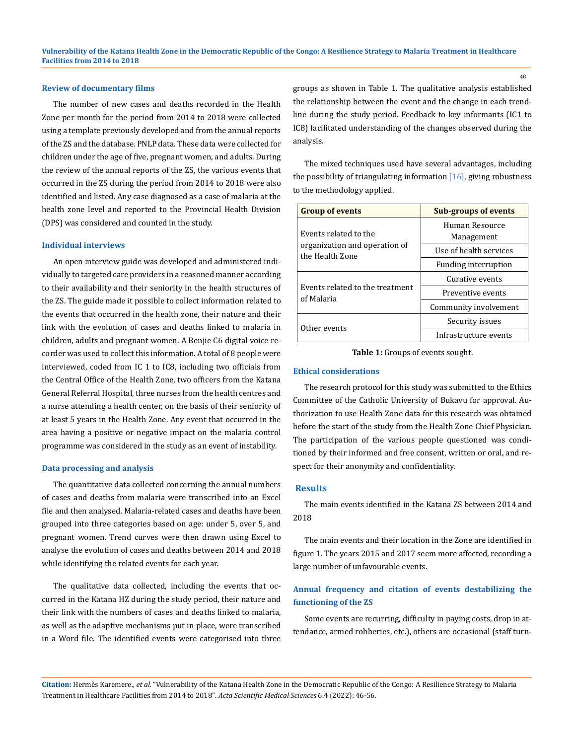#### Review of documentary films

The number of new cases and deaths recorded in the Health Zone per month for the period from 2014 to 2018 were collected using a template previously developed and from the annual reports of the ZS and the database. PNLP data. These data were collected for children under the age of five, pregnant women, and adults. During the review of the annual reports of the ZS, the various events that occurred in the ZS during the period from 2014 to 2018 were also identified and listed. Any case diagnosed as a case of malaria at the health zone level and reported to the Provincial Health Division (DPS) was considered and counted in the study.

#### Individual interviews

An open interview guide was developed and administered individually to targeted care providers in a reasoned manner according to their availability and their seniority in the health structures of the ZS. The guide made it possible to collect information related to the events that occurred in the health zone, their nature and their link with the evolution of cases and deaths linked to malaria in children, adults and pregnant women. A Benjie C6 digital voice recorder was used to collect this information. A total of 8 people were interviewed, coded from IC 1 to IC8, including two officials from the Central Office of the Health Zone, two officers from the Katana General Referral Hospital, three nurses from the health centres and a nurse attending a health center, on the basis of their seniority of at least 5 years in the Health Zone. Any event that occurred in the area having a positive or negative impact on the malaria control programme was considered in the study as an event of instability.

#### Data processing and analysis

The quantitative data collected concerning the annual numbers of cases and deaths from malaria were transcribed into an Excel file and then analysed. Malaria-related cases and deaths have been grouped into three categories based on age: under 5, over 5, and pregnant women. Trend curves were then drawn using Excel to analyse the evolution of cases and deaths between 2014 and 2018 while identifying the related events for each year.

The qualitative data collected, including the events that occurred in the Katana HZ during the study period, their nature and their link with the numbers of cases and deaths linked to malaria, as well as the adaptive mechanisms put in place, were transcribed in a Word file. The identified events were categorised into three groups as shown in Table 1. The qualitative analysis established the relationship between the event and the change in each trendline during the study period. Feedback to key informants (IC1 to IC8) facilitated understanding of the changes observed during the analysis.

The mixed techniques used have several advantages, including the possibility of triangulating information [16], giving robustness to the methodology applied.

| Group of events | Sub-groups of events |
|---|---|
| Events related to the organization and operation of the Health Zone | Human Resource Management |
| | Use of health services |
| | Funding interruption |
| Events related to the treatment of Malaria | Curative events |
| | Preventive events |
| | Community involvement |
| Other events | Security issues |
| | Infrastructure events |

**Table 1:** Groups of events sought.

#### Ethical considerations

The research protocol for this study was submitted to the Ethics Committee of the Catholic University of Bukavu for approval. Authorization to use Health Zone data for this research was obtained before the start of the study from the Health Zone Chief Physician. The participation of the various people questioned was conditioned by their informed and free consent, written or oral, and respect for their anonymity and confidentiality.

## Results

The main events identified in the Katana ZS between 2014 and 2018

The main events and their location in the Zone are identified in figure 1. The years 2015 and 2017 seem more affected, recording a large number of unfavourable events.

#### Annual frequency and citation of events destabilizing the functioning of the ZS

Some events are recurring, difficulty in paying costs, drop in attendance, armed robberies, etc.), others are occasional (staff turn-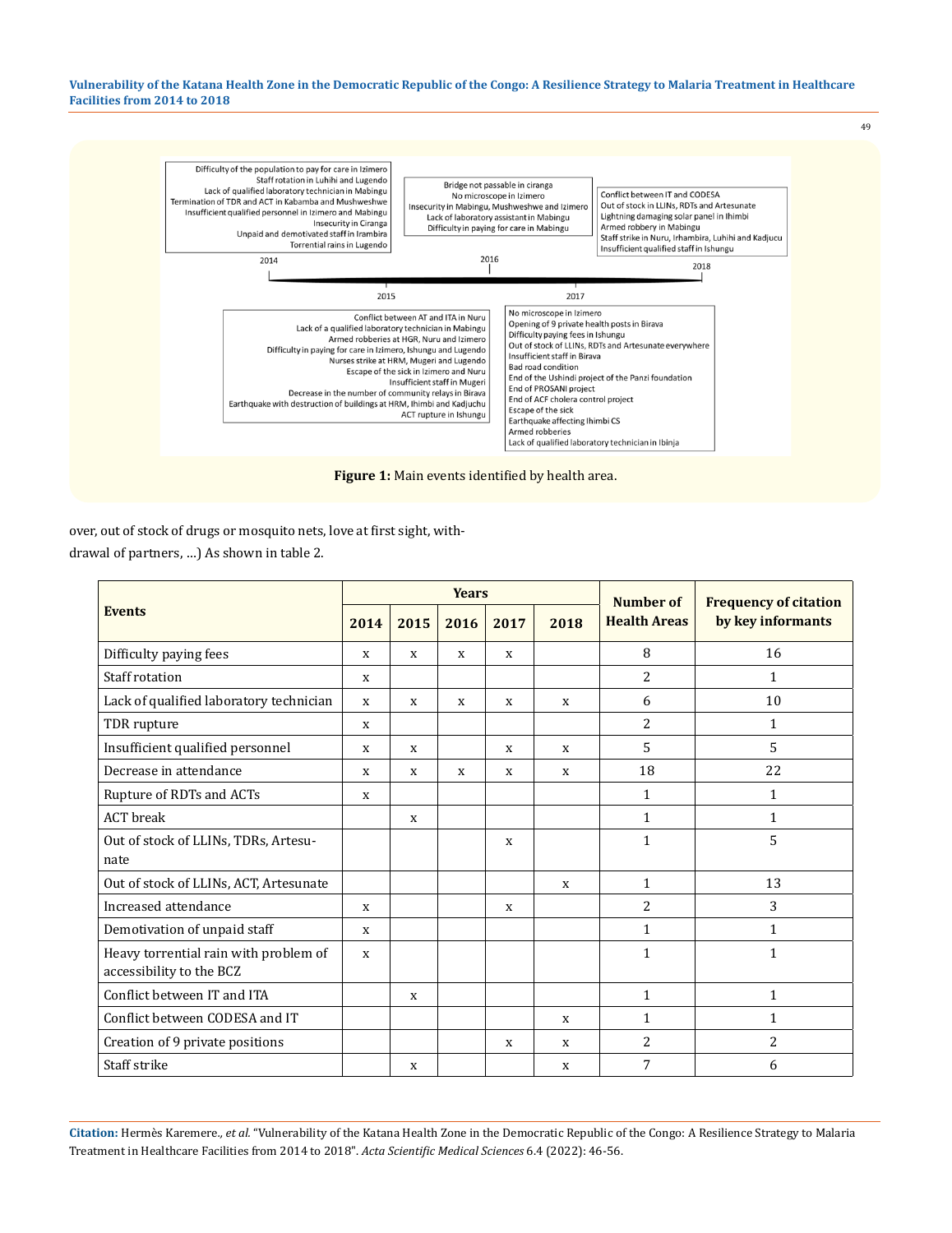Difficulty of the population to pay for care in Izimero
Staff rotation in Luhihi and Lugendo
Lack of qualified laboratory technician in Mabingu
Termination of TDR and ACT in Kabamba and Mushweshwe
Insufficient qualified personnel in Izimero and Mabingu
Insecurity in Ciranga
Unpaid and demotivated staff in Irambira
Torrential rains in Lugendo

2014

Conflict between AT and ITA in Nuru
Lack of a qualified laboratory technician in Mabingu
Armed robberies at HGR, Nuru and Izimero
Difficulty in paying for care in Izimero, Ishungu and Lugendo
Nurses strike at HRM, Mugeri and Lugendo
Escape of the sick in Izimero and Nuru
Insufficient staff in Mugeri
Decrease in the number of community relays in Birava
Earthquake with destruction of buildings at HRM, Ihimbi and Kadjuchu
ACT rupture in Ishungu

2015

Bridge not passable in ciranga
No microscope in Izimero
Insecurity in Mabingu, Mushweshwe and Izimero
Lack of laboratory assistant in Mabingu
Difficulty in paying for care in Mabingu

2016

No microscope in Izimero
Opening of 9 private health posts in Birava
Difficulty paying fees in Ishungu
Out of stock of LLINs, RDTs and Artesunate everywhere
Insufficient staff in Birava
Bad road condition
End of the Ushindi project of the Panzi foundation
End of PROSANI project
End of ACF cholera control project
Escape of the sick
Earthquake affecting Ihimbi CS
Armed robberies
Lack of qualified laboratory technician in Ibinja

2017

Conflict between IT and CODESA
Out of stock in LLINs, RDTs and Artesunate
Lightning damaging solar panel in Ihimbi
Armed robbery in Mabingu
Staff strike in Nuru, Irhambira, Luhihi and Kadjucu
Insufficient qualified staff in Ishungu

2018

**Figure 1:** Main events identified by health area.

over, out of stock of drugs or mosquito nets, love at first sight, withdrawal of partners, ...) As shown in table 2.

| Events | Years | | | | | Number of Health Areas | Frequency of citation by key informants |
|---|---|---|---|---|---|---|---|
| | 2014 | 2015 | 2016 | 2017 | 2018 | | |
| Difficulty paying fees | x | x | x | x | | 8 | 16 |
| Staff rotation | x | | | | | 2 | 1 |
| Lack of qualified laboratory technician | x | x | x | x | x | 6 | 10 |
| TDR rupture | x | | | | | 2 | 1 |
| Insufficient qualified personnel | x | x | | x | x | 5 | 5 |
| Decrease in attendance | x | x | x | x | x | 18 | 22 |
| Rupture of RDTs and ACTs | x | | | | | 1 | 1 |
| ACT break | | x | | | | 1 | 1 |
| Out of stock of LLINs, TDRs, Artesunate | | | | x | | 1 | 5 |
| Out of stock of LLINs, ACT, Artesunate | | | | | x | 1 | 13 |
| Increased attendance | x | | | x | | 2 | 3 |
| Demotivation of unpaid staff | x | | | | | 1 | 1 |
| Heavy torrential rain with problem of accessibility to the BCZ | x | | | | | 1 | 1 |
| Conflict between IT and ITA | | x | | | | 1 | 1 |
| Conflict between CODESA and IT | | | | | x | 1 | 1 |
| Creation of 9 private positions | | | | x | x | 2 | 2 |
| Staff strike | | x | | | x | 7 | 6 |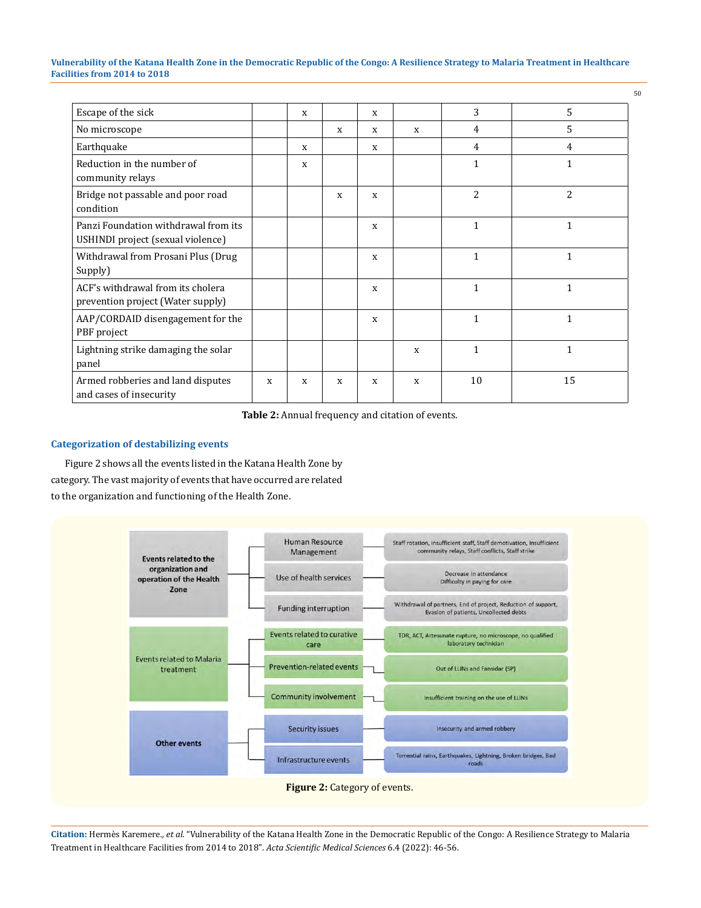| | | | | | | | |
|---|---|---|---|---|---|---|---|
| Escape of the sick | | x | | x | | 3 | 5 |
| No microscope | | | x | x | x | 4 | 5 |
| Earthquake | | x | | x | | 4 | 4 |
| Reduction in the number of community relays | | x | | | | 1 | 1 |
| Bridge not passable and poor road condition | | | x | x | | 2 | 2 |
| Panzi Foundation withdrawal from its USHINDI project (sexual violence) | | | | x | | 1 | 1 |
| Withdrawal from Prosani Plus (Drug Supply) | | | | x | | 1 | 1 |
| ACF's withdrawal from its cholera prevention project (Water supply) | | | | x | | 1 | 1 |
| AAP/CORDAID disengagement for the PBF project | | | | x | | 1 | 1 |
| Lightning strike damaging the solar panel | | | | | x | 1 | 1 |
| Armed robberies and land disputes and cases of insecurity | x | x | x | x | x | 10 | 15 |

**Table 2:** Annual frequency and citation of events.

## Categorization of destabilizing events

Figure 2 shows all the events listed in the Katana Health Zone by category. The vast majority of events that have occurred are related to the organization and functioning of the Health Zone.

- **Events related to the organization and operation of the Health Zone**
  - Human Resource Management: Staff rotation, Insufficient staff, Staff demotivation, Insufficient community relays, Staff conflicts, Staff strike
  - Use of health services: Decrease in attendance, Difficulty in paying for care
  - Funding interruption: Withdrawal of partners, End of project, Reduction of support, Evasion of patients, Uncollected debts
- **Events related to Malaria treatment**
  - Events related to curative care: TDR, ACT, Artesunate rupture, no microscope, no qualified laboratory technician
  - Prevention-related events: Out of LLINs and Fansidar (SP)
  - Community involvement: Insufficient training on the use of LLINs
- **Other events**
  - Security issues: Insecurity and armed robbery
  - Infrastructure events: Torrential rains, Earthquakes, Lightning, Broken bridges, Bad roads

**Figure 2:** Category of events.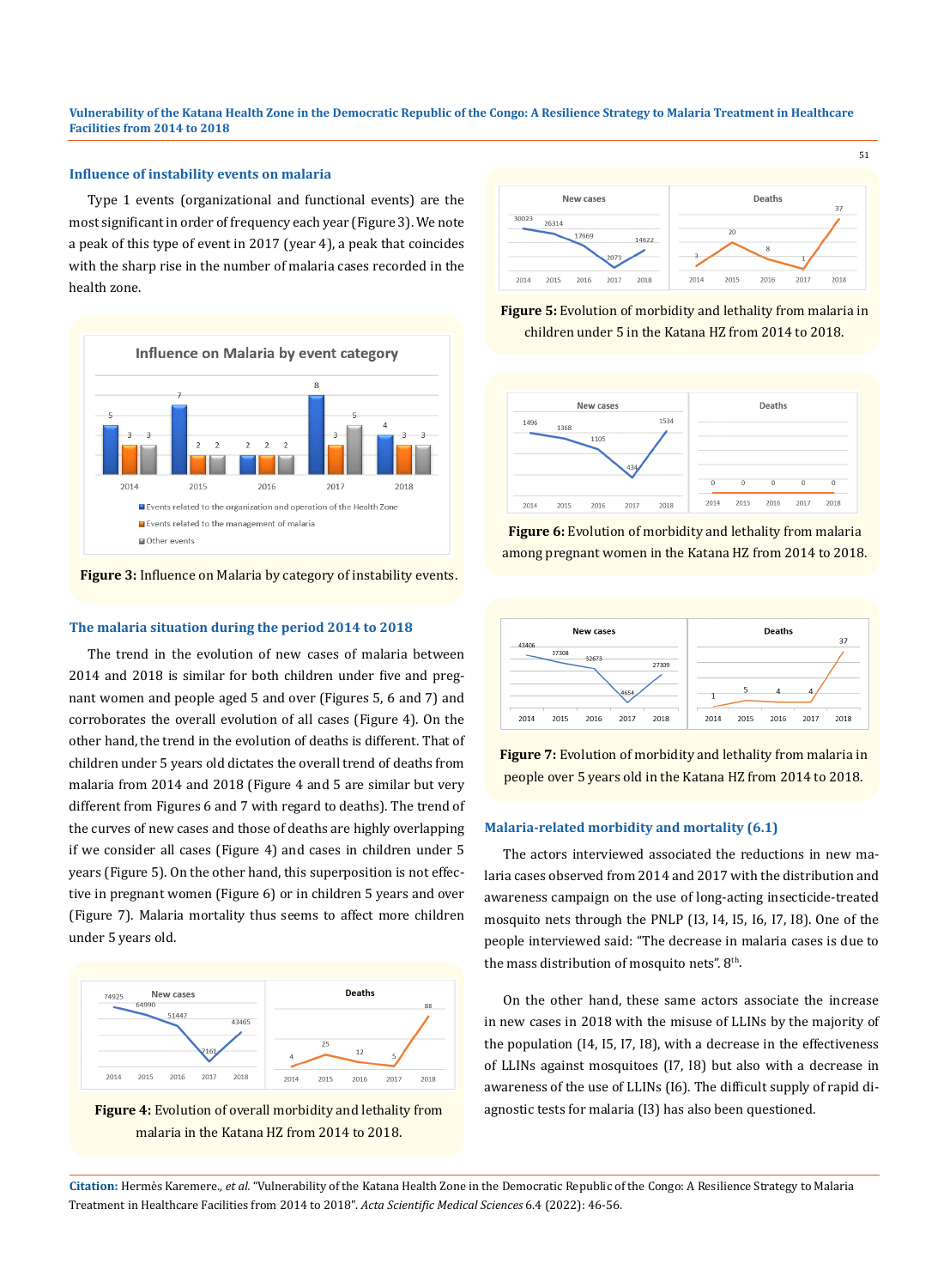## Influence of instability events on malaria

Type 1 events (organizational and functional events) are the most significant in order of frequency each year (Figure 3). We note a peak of this type of event in 2017 (year 4), a peak that coincides with the sharp rise in the number of malaria cases recorded in the health zone.

**Figure 3:** Influence on Malaria by category of instability events.

## The malaria situation during the period 2014 to 2018

The trend in the evolution of new cases of malaria between 2014 and 2018 is similar for both children under five and pregnant women and people aged 5 and over (Figures 5, 6 and 7) and corroborates the overall evolution of all cases (Figure 4). On the other hand, the trend in the evolution of deaths is different. That of children under 5 years old dictates the overall trend of deaths from malaria from 2014 and 2018 (Figure 4 and 5 are similar but very different from Figures 6 and 7 with regard to deaths). The trend of the curves of new cases and those of deaths are highly overlapping if we consider all cases (Figure 4) and cases in children under 5 years (Figure 5). On the other hand, this superposition is not effective in pregnant women (Figure 6) or in children 5 years and over (Figure 7). Malaria mortality thus seems to affect more children under 5 years old.

**Figure 4:** Evolution of overall morbidity and lethality from malaria in the Katana HZ from 2014 to 2018.

**Figure 5:** Evolution of morbidity and lethality from malaria in children under 5 in the Katana HZ from 2014 to 2018.

**Figure 6:** Evolution of morbidity and lethality from malaria among pregnant women in the Katana HZ from 2014 to 2018.

**Figure 7:** Evolution of morbidity and lethality from malaria in people over 5 years old in the Katana HZ from 2014 to 2018.

## Malaria-related morbidity and mortality (6.1)

The actors interviewed associated the reductions in new malaria cases observed from 2014 and 2017 with the distribution and awareness campaign on the use of long-acting insecticide-treated mosquito nets through the PNLP (I3, I4, I5, I6, I7, I8). One of the people interviewed said: "The decrease in malaria cases is due to the mass distribution of mosquito nets". 8th.

On the other hand, these same actors associate the increase in new cases in 2018 with the misuse of LLINs by the majority of the population (I4, I5, I7, I8), with a decrease in the effectiveness of LLINs against mosquitoes (I7, I8) but also with a decrease in awareness of the use of LLINs (I6). The difficult supply of rapid diagnostic tests for malaria (I3) has also been questioned.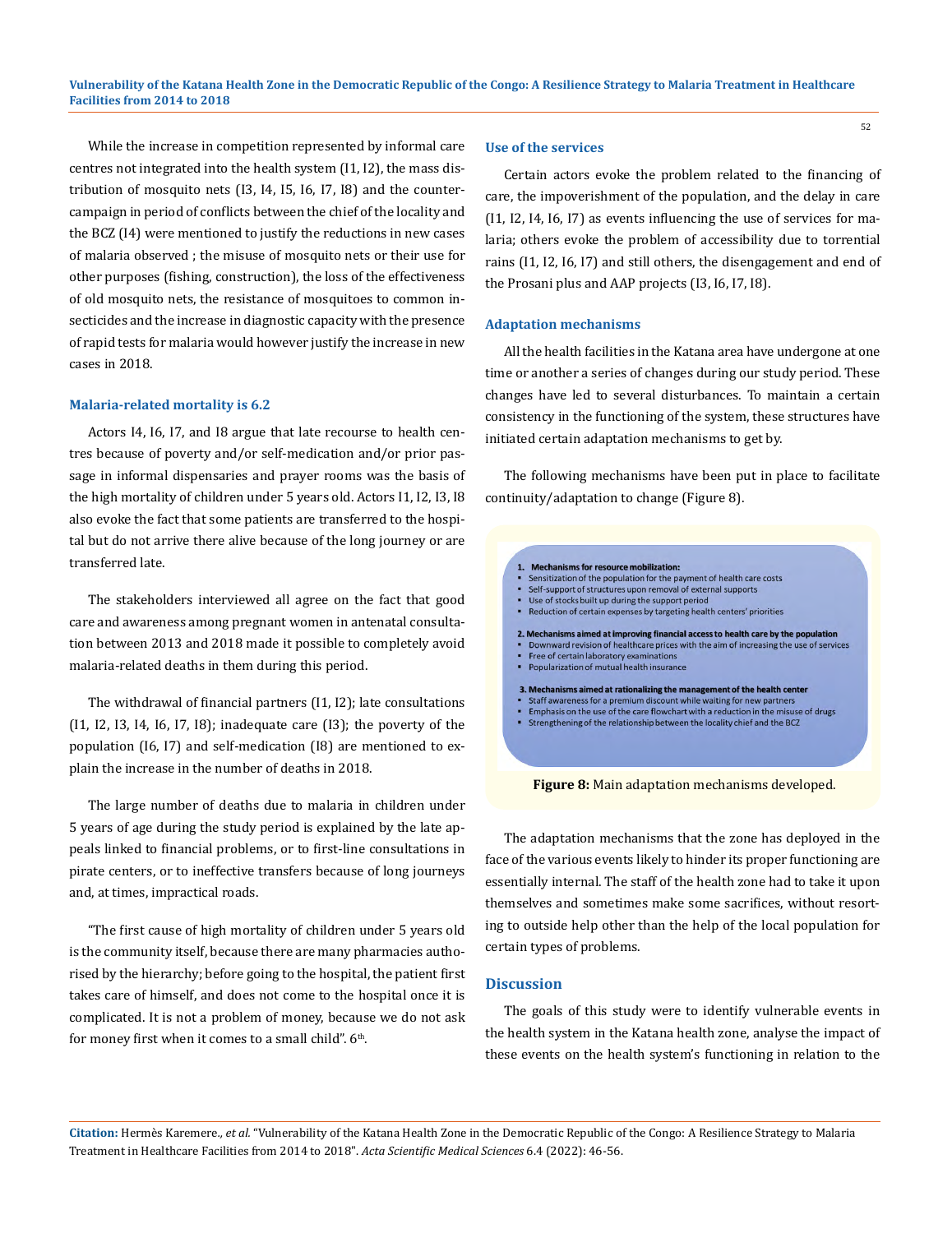While the increase in competition represented by informal care centres not integrated into the health system (I1, I2), the mass distribution of mosquito nets (I3, I4, I5, I6, I7, I8) and the counter-campaign in period of conflicts between the chief of the locality and the BCZ (I4) were mentioned to justify the reductions in new cases of malaria observed ; the misuse of mosquito nets or their use for other purposes (fishing, construction), the loss of the effectiveness of old mosquito nets, the resistance of mosquitoes to common insecticides and the increase in diagnostic capacity with the presence of rapid tests for malaria would however justify the increase in new cases in 2018.

#### Malaria-related mortality is 6.2

Actors I4, I6, I7, and I8 argue that late recourse to health centres because of poverty and/or self-medication and/or prior passage in informal dispensaries and prayer rooms was the basis of the high mortality of children under 5 years old. Actors I1, I2, I3, I8 also evoke the fact that some patients are transferred to the hospital but do not arrive there alive because of the long journey or are transferred late.

The stakeholders interviewed all agree on the fact that good care and awareness among pregnant women in antenatal consultation between 2013 and 2018 made it possible to completely avoid malaria-related deaths in them during this period.

The withdrawal of financial partners (I1, I2); late consultations (I1, I2, I3, I4, I6, I7, I8); inadequate care (I3); the poverty of the population (I6, I7) and self-medication (I8) are mentioned to explain the increase in the number of deaths in 2018.

The large number of deaths due to malaria in children under 5 years of age during the study period is explained by the late appeals linked to financial problems, or to first-line consultations in pirate centers, or to ineffective transfers because of long journeys and, at times, impractical roads.

"The first cause of high mortality of children under 5 years old is the community itself, because there are many pharmacies authorised by the hierarchy; before going to the hospital, the patient first takes care of himself, and does not come to the hospital once it is complicated. It is not a problem of money, because we do not ask for money first when it comes to a small child". 6[th].

#### Use of the services

Certain actors evoke the problem related to the financing of care, the impoverishment of the population, and the delay in care (I1, I2, I4, I6, I7) as events influencing the use of services for malaria; others evoke the problem of accessibility due to torrential rains (I1, I2, I6, I7) and still others, the disengagement and end of the Prosani plus and AAP projects (I3, I6, I7, I8).

#### Adaptation mechanisms

All the health facilities in the Katana area have undergone at one time or another a series of changes during our study period. These changes have led to several disturbances. To maintain a certain consistency in the functioning of the system, these structures have initiated certain adaptation mechanisms to get by.

The following mechanisms have been put in place to facilitate continuity/adaptation to change (Figure 8).

**1. Mechanisms for resource mobilization:**

- Sensitization of the population for the payment of health care costs
- Self-support of structures upon removal of external supports
- Use of stocks built up during the support period
- Reduction of certain expenses by targeting health centers' priorities

**2. Mechanisms aimed at improving financial access to health care by the population**

- Downward revision of healthcare prices with the aim of increasing the use of services
- Free of certain laboratory examinations
- Popularization of mutual health insurance

**3. Mechanisms aimed at rationalizing the management of the health center**

- Staff awareness for a premium discount while waiting for new partners
- Emphasis on the use of the care flowchart with a reduction in the misuse of drugs
- Strengthening of the relationship between the locality chief and the BCZ

**Figure 8:** Main adaptation mechanisms developed.

The adaptation mechanisms that the zone has deployed in the face of the various events likely to hinder its proper functioning are essentially internal. The staff of the health zone had to take it upon themselves and sometimes make some sacrifices, without resorting to outside help other than the help of the local population for certain types of problems.

## Discussion

The goals of this study were to identify vulnerable events in the health system in the Katana health zone, analyse the impact of these events on the health system's functioning in relation to the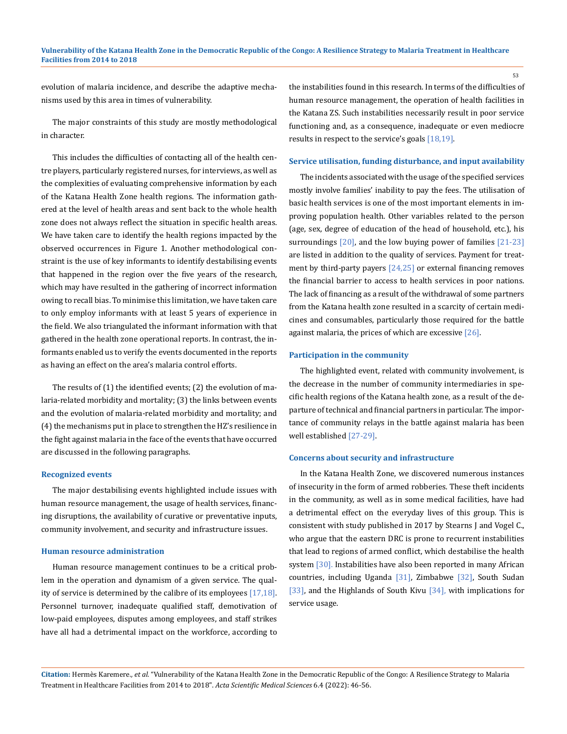evolution of malaria incidence, and describe the adaptive mechanisms used by this area in times of vulnerability.

The major constraints of this study are mostly methodological in character.

This includes the difficulties of contacting all of the health centre players, particularly registered nurses, for interviews, as well as the complexities of evaluating comprehensive information by each of the Katana Health Zone health regions. The information gathered at the level of health areas and sent back to the whole health zone does not always reflect the situation in specific health areas. We have taken care to identify the health regions impacted by the observed occurrences in Figure 1. Another methodological constraint is the use of key informants to identify destabilising events that happened in the region over the five years of the research, which may have resulted in the gathering of incorrect information owing to recall bias. To minimise this limitation, we have taken care to only employ informants with at least 5 years of experience in the field. We also triangulated the informant information with that gathered in the health zone operational reports. In contrast, the informants enabled us to verify the events documented in the reports as having an effect on the area's malaria control efforts.

The results of (1) the identified events; (2) the evolution of malaria-related morbidity and mortality; (3) the links between events and the evolution of malaria-related morbidity and mortality; and (4) the mechanisms put in place to strengthen the HZ's resilience in the fight against malaria in the face of the events that have occurred are discussed in the following paragraphs.

### Recognized events

The major destabilising events highlighted include issues with human resource management, the usage of health services, financing disruptions, the availability of curative or preventative inputs, community involvement, and security and infrastructure issues.

### Human resource administration

Human resource management continues to be a critical problem in the operation and dynamism of a given service. The quality of service is determined by the calibre of its employees [17,18]. Personnel turnover, inadequate qualified staff, demotivation of low-paid employees, disputes among employees, and staff strikes have all had a detrimental impact on the workforce, according to the instabilities found in this research. In terms of the difficulties of human resource management, the operation of health facilities in the Katana ZS. Such instabilities necessarily result in poor service functioning and, as a consequence, inadequate or even mediocre results in respect to the service's goals [18,19].

### Service utilisation, funding disturbance, and input availability

The incidents associated with the usage of the specified services mostly involve families' inability to pay the fees. The utilisation of basic health services is one of the most important elements in improving population health. Other variables related to the person (age, sex, degree of education of the head of household, etc.), his surroundings [20], and the low buying power of families [21-23] are listed in addition to the quality of services. Payment for treatment by third-party payers [24,25] or external financing removes the financial barrier to access to health services in poor nations. The lack of financing as a result of the withdrawal of some partners from the Katana health zone resulted in a scarcity of certain medicines and consumables, particularly those required for the battle against malaria, the prices of which are excessive [26].

### Participation in the community

The highlighted event, related with community involvement, is the decrease in the number of community intermediaries in specific health regions of the Katana health zone, as a result of the departure of technical and financial partners in particular. The importance of community relays in the battle against malaria has been well established [27-29].

### Concerns about security and infrastructure

In the Katana Health Zone, we discovered numerous instances of insecurity in the form of armed robberies. These theft incidents in the community, as well as in some medical facilities, have had a detrimental effect on the everyday lives of this group. This is consistent with study published in 2017 by Stearns J and Vogel C., who argue that the eastern DRC is prone to recurrent instabilities that lead to regions of armed conflict, which destabilise the health system [30]. Instabilities have also been reported in many African countries, including Uganda [31], Zimbabwe [32], South Sudan [33], and the Highlands of South Kivu [34], with implications for service usage.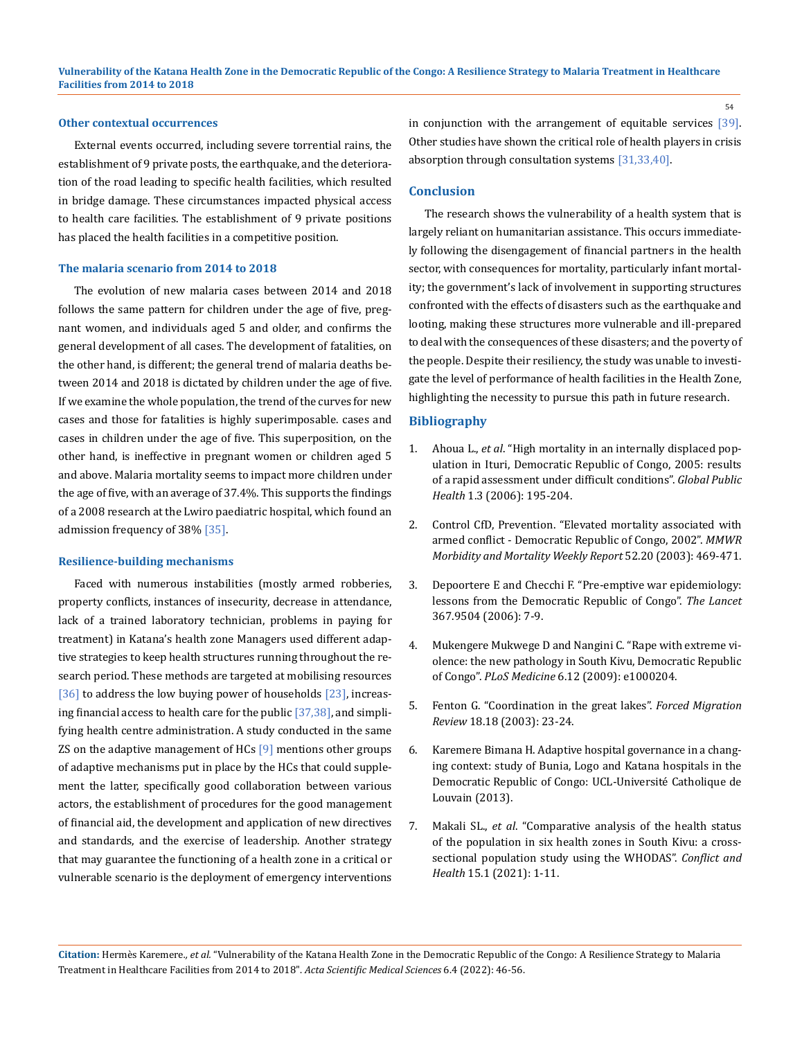### Other contextual occurrences

External events occurred, including severe torrential rains, the establishment of 9 private posts, the earthquake, and the deterioration of the road leading to specific health facilities, which resulted in bridge damage. These circumstances impacted physical access to health care facilities. The establishment of 9 private positions has placed the health facilities in a competitive position.

### The malaria scenario from 2014 to 2018

The evolution of new malaria cases between 2014 and 2018 follows the same pattern for children under the age of five, pregnant women, and individuals aged 5 and older, and confirms the general development of all cases. The development of fatalities, on the other hand, is different; the general trend of malaria deaths between 2014 and 2018 is dictated by children under the age of five. If we examine the whole population, the trend of the curves for new cases and those for fatalities is highly superimposable. cases and cases in children under the age of five. This superposition, on the other hand, is ineffective in pregnant women or children aged 5 and above. Malaria mortality seems to impact more children under the age of five, with an average of 37.4%. This supports the findings of a 2008 research at the Lwiro paediatric hospital, which found an admission frequency of 38% [35].

### Resilience-building mechanisms

Faced with numerous instabilities (mostly armed robberies, property conflicts, instances of insecurity, decrease in attendance, lack of a trained laboratory technician, problems in paying for treatment) in Katana's health zone Managers used different adaptive strategies to keep health structures running throughout the research period. These methods are targeted at mobilising resources [36] to address the low buying power of households [23], increasing financial access to health care for the public [37,38], and simplifying health centre administration. A study conducted in the same ZS on the adaptive management of HCs [9] mentions other groups of adaptive mechanisms put in place by the HCs that could supplement the latter, specifically good collaboration between various actors, the establishment of procedures for the good management of financial aid, the development and application of new directives and standards, and the exercise of leadership. Another strategy that may guarantee the functioning of a health zone in a critical or vulnerable scenario is the deployment of emergency interventions in conjunction with the arrangement of equitable services [39]. Other studies have shown the critical role of health players in crisis absorption through consultation systems [31,33,40].

## Conclusion

The research shows the vulnerability of a health system that is largely reliant on humanitarian assistance. This occurs immediately following the disengagement of financial partners in the health sector, with consequences for mortality, particularly infant mortality; the government's lack of involvement in supporting structures confronted with the effects of disasters such as the earthquake and looting, making these structures more vulnerable and ill-prepared to deal with the consequences of these disasters; and the poverty of the people. Despite their resiliency, the study was unable to investigate the level of performance of health facilities in the Health Zone, highlighting the necessity to pursue this path in future research.

## Bibliography

1. Ahoua L., *et al*. "High mortality in an internally displaced population in Ituri, Democratic Republic of Congo, 2005: results of a rapid assessment under difficult conditions". *Global Public Health* 1.3 (2006): 195-204.
2. Control CfD, Prevention. "Elevated mortality associated with armed conflict - Democratic Republic of Congo, 2002". *MMWR Morbidity and Mortality Weekly Report* 52.20 (2003): 469-471.
3. Depoortere E and Checchi F. "Pre-emptive war epidemiology: lessons from the Democratic Republic of Congo". *The Lancet* 367.9504 (2006): 7-9.
4. Mukengere Mukwege D and Nangini C. "Rape with extreme violence: the new pathology in South Kivu, Democratic Republic of Congo". *PLoS Medicine* 6.12 (2009): e1000204.
5. Fenton G. "Coordination in the great lakes". *Forced Migration Review* 18.18 (2003): 23-24.
6. Karemere Bimana H. Adaptive hospital governance in a changing context: study of Bunia, Logo and Katana hospitals in the Democratic Republic of Congo: UCL-Université Catholique de Louvain (2013).
7. Makali SL., *et al*. "Comparative analysis of the health status of the population in six health zones in South Kivu: a cross-sectional population study using the WHODAS". *Conflict and Health* 15.1 (2021): 1-11.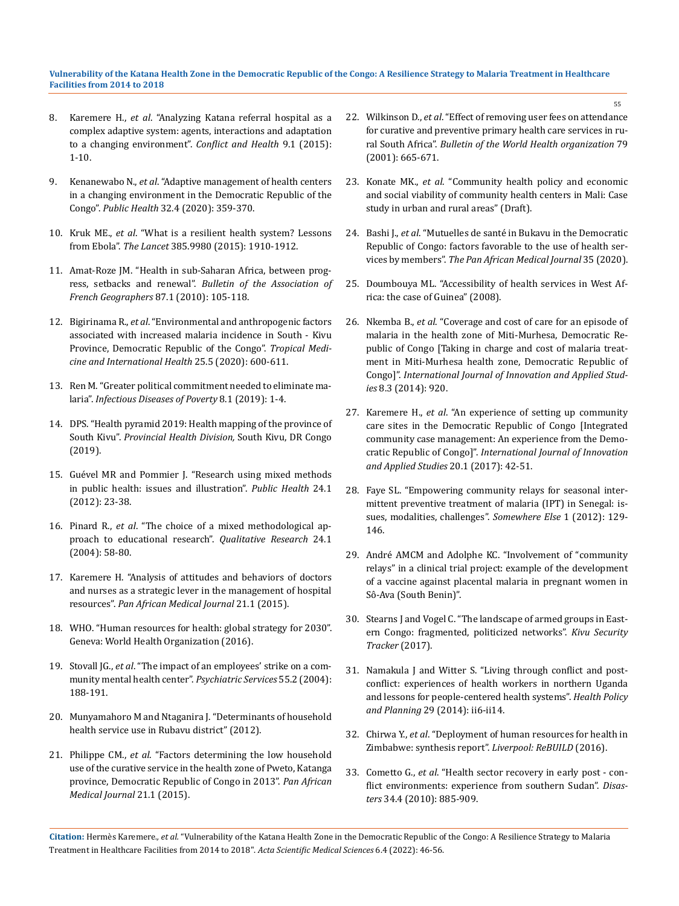8. Karemere H., *et al*. "Analyzing Katana referral hospital as a complex adaptive system: agents, interactions and adaptation to a changing environment". *Conflict and Health* 9.1 (2015): 1-10.
9. Kenanewabo N., *et al*. "Adaptive management of health centers in a changing environment in the Democratic Republic of the Congo". *Public Health* 32.4 (2020): 359-370.
10. Kruk ME., *et al*. "What is a resilient health system? Lessons from Ebola". *The Lancet* 385.9980 (2015): 1910-1912.
11. Amat-Roze JM. "Health in sub-Saharan Africa, between progress, setbacks and renewal". *Bulletin of the Association of French Geographers* 87.1 (2010): 105-118.
12. Bigirinama R., *et al*. "Environmental and anthropogenic factors associated with increased malaria incidence in South - Kivu Province, Democratic Republic of the Congo". *Tropical Medicine and International Health* 25.5 (2020): 600-611.
13. Ren M. "Greater political commitment needed to eliminate malaria". *Infectious Diseases of Poverty* 8.1 (2019): 1-4.
14. DPS. "Health pyramid 2019: Health mapping of the province of South Kivu". *Provincial Health Division,* South Kivu, DR Congo (2019).
15. Guével MR and Pommier J. "Research using mixed methods in public health: issues and illustration". *Public Health* 24.1 (2012): 23-38.
16. Pinard R., *et al*. "The choice of a mixed methodological approach to educational research". *Qualitative Research* 24.1 (2004): 58-80.
17. Karemere H. "Analysis of attitudes and behaviors of doctors and nurses as a strategic lever in the management of hospital resources". *Pan African Medical Journal* 21.1 (2015).
18. WHO. "Human resources for health: global strategy for 2030". Geneva: World Health Organization (2016).
19. Stovall JG., *et al*. "The impact of an employees' strike on a community mental health center". *Psychiatric Services* 55.2 (2004): 188-191.
20. Munyamahoro M and Ntaganira J. "Determinants of household health service use in Rubavu district" (2012).
21. Philippe CM., *et al*. "Factors determining the low household use of the curative service in the health zone of Pweto, Katanga province, Democratic Republic of Congo in 2013". *Pan African Medical Journal* 21.1 (2015).
22. Wilkinson D., *et al*. "Effect of removing user fees on attendance for curative and preventive primary health care services in rural South Africa". *Bulletin of the World Health organization* 79 (2001): 665-671.
23. Konate MK., *et al*. "Community health policy and economic and social viability of community health centers in Mali: Case study in urban and rural areas" (Draft).
24. Bashi J., *et al*. "Mutuelles de santé in Bukavu in the Democratic Republic of Congo: factors favorable to the use of health services by members". *The Pan African Medical Journal* 35 (2020).
25. Doumbouya ML. "Accessibility of health services in West Africa: the case of Guinea" (2008).
26. Nkemba B., *et al*. "Coverage and cost of care for an episode of malaria in the health zone of Miti-Murhesa, Democratic Republic of Congo [Taking in charge and cost of malaria treatment in Miti-Murhesa health zone, Democratic Republic of Congo]". *International Journal of Innovation and Applied Studies* 8.3 (2014): 920.
27. Karemere H., *et al*. "An experience of setting up community care sites in the Democratic Republic of Congo [Integrated community case management: An experience from the Democratic Republic of Congo]". *International Journal of Innovation and Applied Studies* 20.1 (2017): 42-51.
28. Faye SL. "Empowering community relays for seasonal intermittent preventive treatment of malaria (IPT) in Senegal: issues, modalities, challenges". *Somewhere Else* 1 (2012): 129-146.
29. André AMCM and Adolphe KC. "Involvement of "community relays" in a clinical trial project: example of the development of a vaccine against placental malaria in pregnant women in Sô-Ava (South Benin)".
30. Stearns J and Vogel C. "The landscape of armed groups in Eastern Congo: fragmented, politicized networks". *Kivu Security Tracker* (2017).
31. Namakula J and Witter S. "Living through conflict and post-conflict: experiences of health workers in northern Uganda and lessons for people-centered health systems". *Health Policy and Planning* 29 (2014): ii6-ii14.
32. Chirwa Y., *et al*. "Deployment of human resources for health in Zimbabwe: synthesis report". *Liverpool: ReBUILD* (2016).
33. Cometto G., *et al*. "Health sector recovery in early post - conflict environments: experience from southern Sudan". *Disasters* 34.4 (2010): 885-909.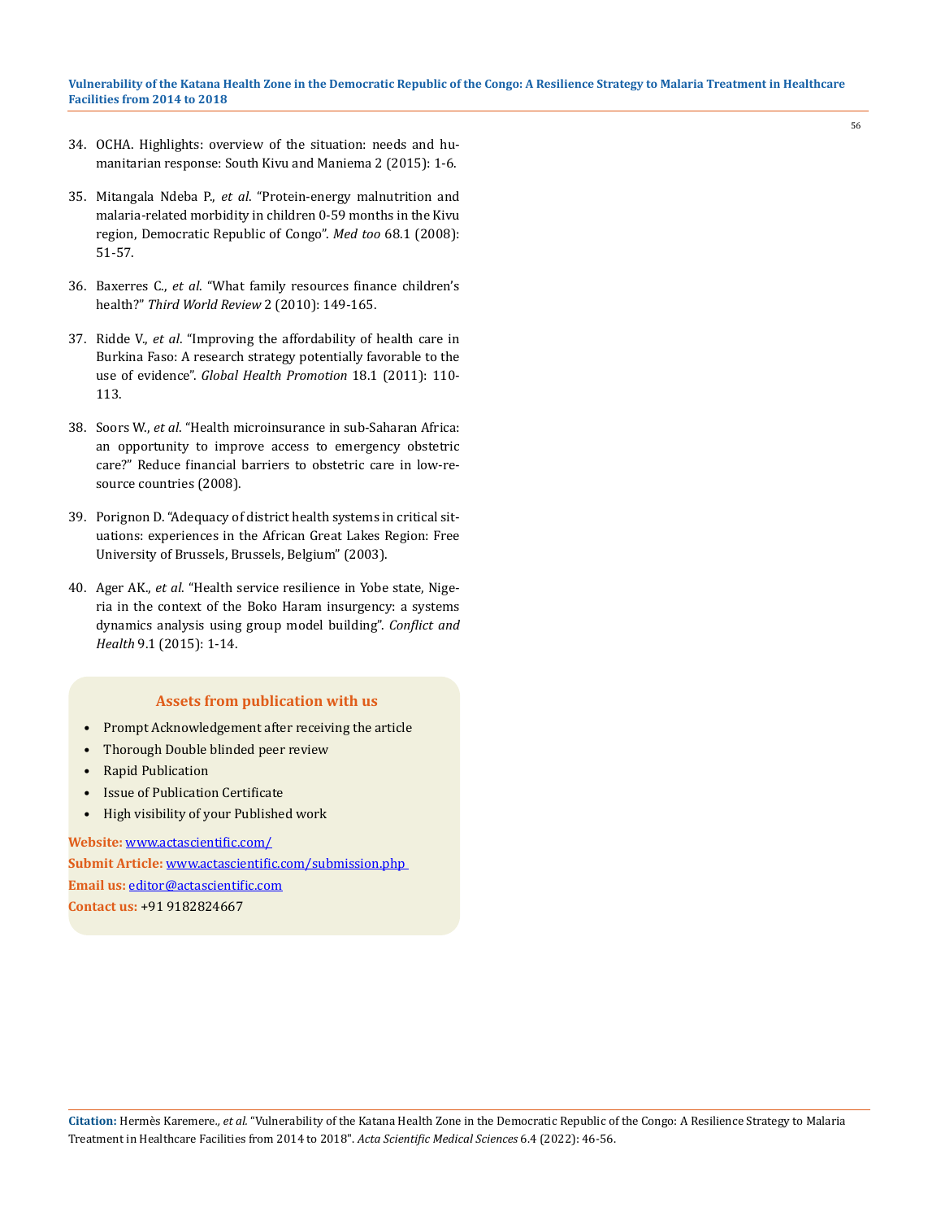34. OCHA. Highlights: overview of the situation: needs and humanitarian response: South Kivu and Maniema 2 (2015): 1-6.

35. Mitangala Ndeba P., *et al*. "Protein-energy malnutrition and malaria-related morbidity in children 0-59 months in the Kivu region, Democratic Republic of Congo". *Med too* 68.1 (2008): 51-57.

36. Baxerres C., *et al*. "What family resources finance children's health?" *Third World Review* 2 (2010): 149-165.

37. Ridde V., *et al*. "Improving the affordability of health care in Burkina Faso: A research strategy potentially favorable to the use of evidence". *Global Health Promotion* 18.1 (2011): 110-113.

38. Soors W., *et al*. "Health microinsurance in sub-Saharan Africa: an opportunity to improve access to emergency obstetric care?" Reduce financial barriers to obstetric care in low-resource countries (2008).

39. Porignon D. "Adequacy of district health systems in critical situations: experiences in the African Great Lakes Region: Free University of Brussels, Brussels, Belgium" (2003).

40. Ager AK., *et al*. "Health service resilience in Yobe state, Nigeria in the context of the Boko Haram insurgency: a systems dynamics analysis using group model building". *Conflict and Health* 9.1 (2015): 1-14.

**Assets from publication with us**

- Prompt Acknowledgement after receiving the article
- Thorough Double blinded peer review
- Rapid Publication
- Issue of Publication Certificate
- High visibility of your Published work

**Website:** www.actascientific.com/
**Submit Article:** www.actascientific.com/submission.php
**Email us:** editor@actascientific.com
**Contact us:** +91 9182824667